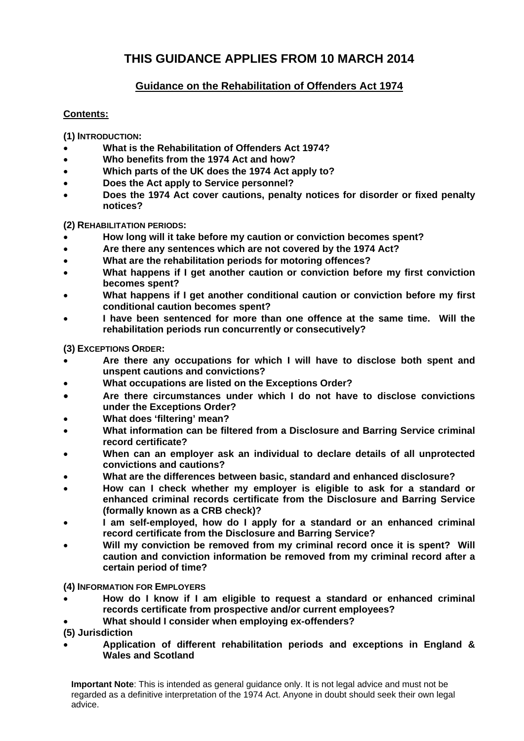# THIS GUIDANCE APPLIES FROM 10 MARCH 2014

## Guidance on the Rehabilitation of Offenders Act 1974

**Contents:**

**(1) INTRODUCTION:**

- **What is the Rehabilitation of Offenders Act 1974?**
- **Who benefits from the 1974 Act and how?**
- **Which parts of the UK does the 1974 Act apply to?**
- **Does the Act apply to Service personnel?**
- **Does the 1974 Act cover cautions, penalty notices for disorder or fixed penalty notices?**

**(2) REHABILITATION PERIODS:**

- **How long will it take before my caution or conviction becomes spent?**
- **Are there any sentences which are not covered by the 1974 Act?**
- **What are the rehabilitation periods for motoring offences?**
- **What happens if I get another caution or conviction before my first conviction becomes spent?**
- **What happens if I get another conditional caution or conviction before my first conditional caution becomes spent?**
- **I have been sentenced for more than one offence at the same time. Will the rehabilitation periods run concurrently or consecutively?**

**(3) EXCEPTIONS ORDER:**

- **Are there any occupations for which I will have to disclose both spent and unspent cautions and convictions?**
- **What occupations are listed on the Exceptions Order?**
- **Are there circumstances under which I do not have to disclose convictions under the Exceptions Order?**
- **What does 'filtering' mean?**
- **What information can be filtered from a Disclosure and Barring Service criminal record certificate?**
- **When can an employer ask an individual to declare details of all unprotected convictions and cautions?**
- **What are the differences between basic, standard and enhanced disclosure?**
- **How can I check whether my employer is eligible to ask for a standard or enhanced criminal records certificate from the Disclosure and Barring Service (formally known as a CRB check)?**
- **I am self-employed, how do I apply for a standard or an enhanced criminal record certificate from the Disclosure and Barring Service?**
- **Will my conviction be removed from my criminal record once it is spent? Will caution and conviction information be removed from my criminal record after a certain period of time?**

**(4) INFORMATION FOR EMPLOYERS**

- **How do I know if I am eligible to request a standard or enhanced criminal records certificate from prospective and/or current employees?**
- **What should I consider when employing ex-offenders?**

**(5) Jurisdiction**

- **Application of different rehabilitation periods and exceptions in England & Wales and Scotland**

**Important Note**: This is intended as general guidance only. It is not legal advice and must not be regarded as a definitive interpretation of the 1974 Act. Anyone in doubt should seek their own legal advice.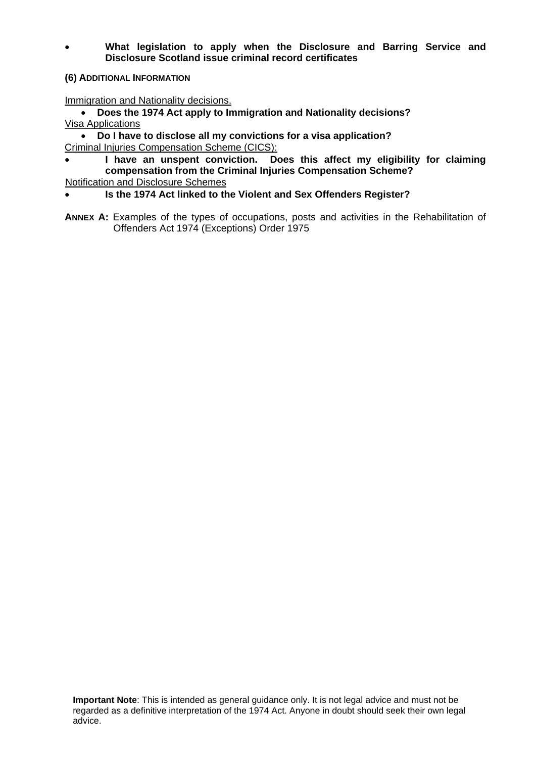- **What legislation to apply when the Disclosure and Barring Service and Disclosure Scotland issue criminal record certificates**

**(6) ADDITIONAL INFORMATION**

Immigration and Nationality decisions.

- **Does the 1974 Act apply to Immigration and Nationality decisions?**

Visa Applications

- **Do I have to disclose all my convictions for a visa application?**

Criminal Injuries Compensation Scheme (CICS):

- **I have an unspent conviction. Does this affect my eligibility for claiming compensation from the Criminal Injuries Compensation Scheme?**

Notification and Disclosure Schemes

- **Is the 1974 Act linked to the Violent and Sex Offenders Register?**

**ANNEX A:** Examples of the types of occupations, posts and activities in the Rehabilitation of Offenders Act 1974 (Exceptions) Order 1975

**Important Note**: This is intended as general guidance only. It is not legal advice and must not be regarded as a definitive interpretation of the 1974 Act. Anyone in doubt should seek their own legal advice.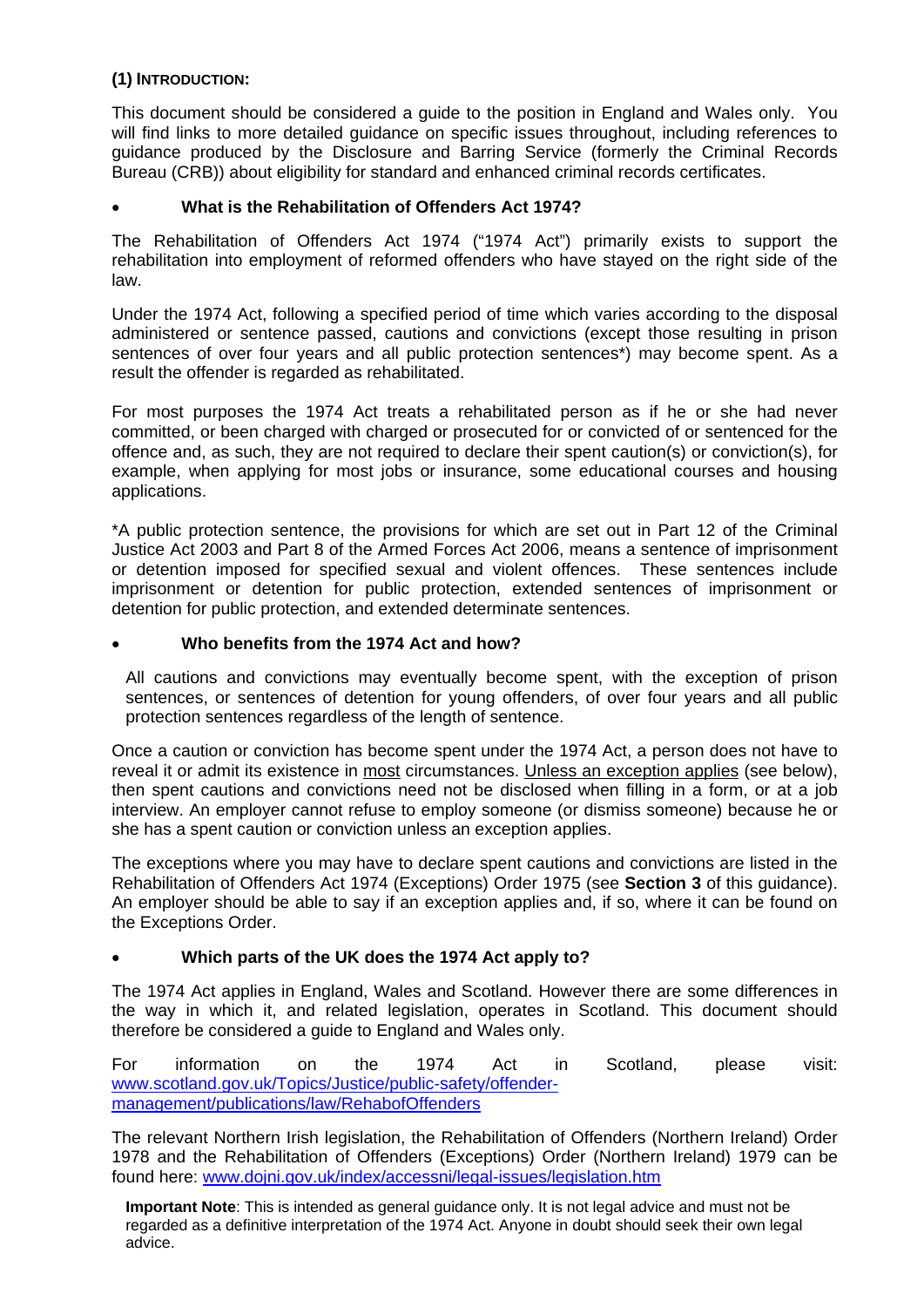## (1) INTRODUCTION:

This document should be considered a guide to the position in England and Wales only. You will find links to more detailed guidance on specific issues throughout, including references to guidance produced by the Disclosure and Barring Service (formerly the Criminal Records Bureau (CRB)) about eligibility for standard and enhanced criminal records certificates.

- **What is the Rehabilitation of Offenders Act 1974?**

The Rehabilitation of Offenders Act 1974 ("1974 Act") primarily exists to support the rehabilitation into employment of reformed offenders who have stayed on the right side of the law.

Under the 1974 Act, following a specified period of time which varies according to the disposal administered or sentence passed, cautions and convictions (except those resulting in prison sentences of over four years and all public protection sentences*) may become spent. As a result the offender is regarded as rehabilitated.

For most purposes the 1974 Act treats a rehabilitated person as if he or she had never committed, or been charged with charged or prosecuted for or convicted of or sentenced for the offence and, as such, they are not required to declare their spent caution(s) or conviction(s), for example, when applying for most jobs or insurance, some educational courses and housing applications.

*A public protection sentence, the provisions for which are set out in Part 12 of the Criminal Justice Act 2003 and Part 8 of the Armed Forces Act 2006, means a sentence of imprisonment or detention imposed for specified sexual and violent offences. These sentences include imprisonment or detention for public protection, extended sentences of imprisonment or detention for public protection, and extended determinate sentences.

- **Who benefits from the 1974 Act and how?**

All cautions and convictions may eventually become spent, with the exception of prison sentences, or sentences of detention for young offenders, of over four years and all public protection sentences regardless of the length of sentence.

Once a caution or conviction has become spent under the 1974 Act, a person does not have to reveal it or admit its existence in most circumstances. Unless an exception applies (see below), then spent cautions and convictions need not be disclosed when filling in a form, or at a job interview. An employer cannot refuse to employ someone (or dismiss someone) because he or she has a spent caution or conviction unless an exception applies.

The exceptions where you may have to declare spent cautions and convictions are listed in the Rehabilitation of Offenders Act 1974 (Exceptions) Order 1975 (see **Section 3** of this guidance). An employer should be able to say if an exception applies and, if so, where it can be found on the Exceptions Order.

- **Which parts of the UK does the 1974 Act apply to?**

The 1974 Act applies in England, Wales and Scotland. However there are some differences in the way in which it, and related legislation, operates in Scotland. This document should therefore be considered a guide to England and Wales only.

For information on the 1974 Act in Scotland, please visit: [www.scotland.gov.uk/Topics/Justice/public-safety/offender-management/publications/law/RehabofOffenders](www.scotland.gov.uk/Topics/Justice/public-safety/offender-management/publications/law/RehabofOffenders)

The relevant Northern Irish legislation, the Rehabilitation of Offenders (Northern Ireland) Order 1978 and the Rehabilitation of Offenders (Exceptions) Order (Northern Ireland) 1979 can be found here: [www.dojni.gov.uk/index/accessni/legal-issues/legislation.htm](www.dojni.gov.uk/index/accessni/legal-issues/legislation.htm)

**Important Note**: This is intended as general guidance only. It is not legal advice and must not be regarded as a definitive interpretation of the 1974 Act. Anyone in doubt should seek their own legal advice.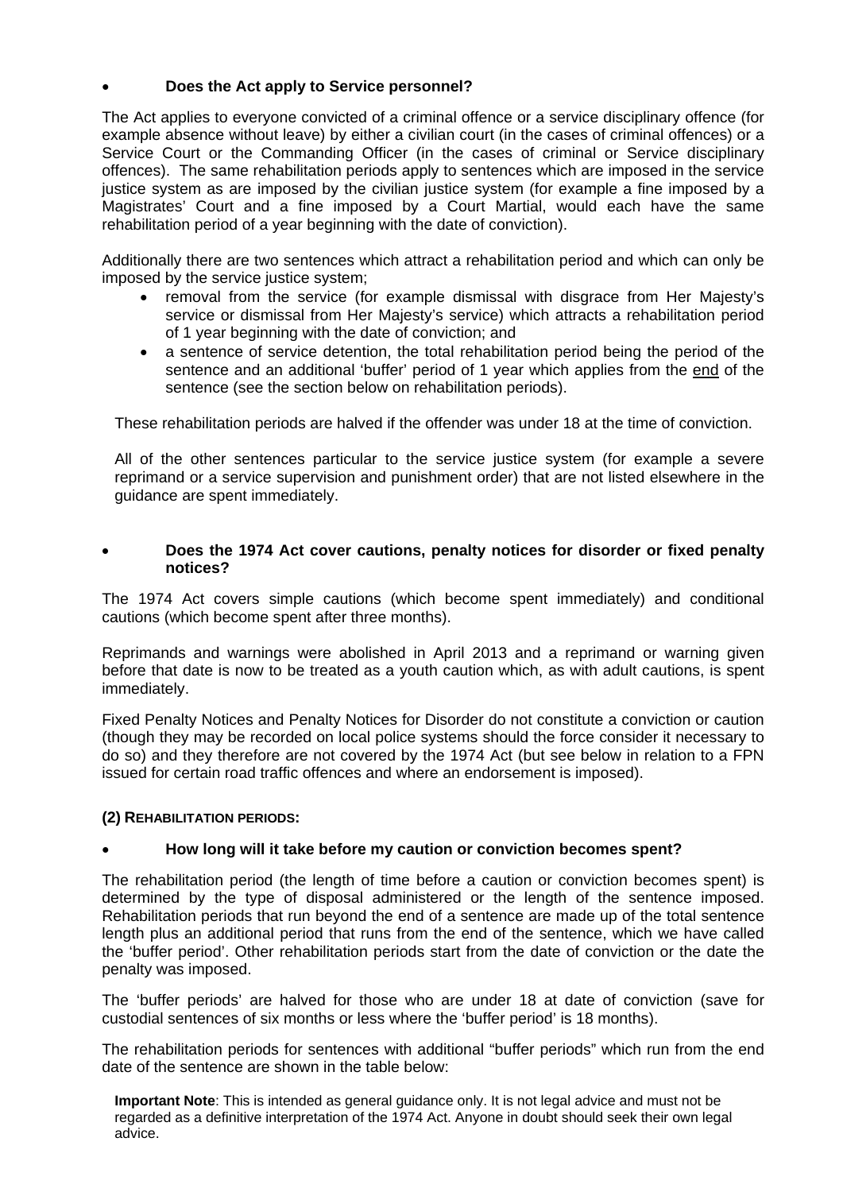- **Does the Act apply to Service personnel?**

The Act applies to everyone convicted of a criminal offence or a service disciplinary offence (for example absence without leave) by either a civilian court (in the cases of criminal offences) or a Service Court or the Commanding Officer (in the cases of criminal or Service disciplinary offences). The same rehabilitation periods apply to sentences which are imposed in the service justice system as are imposed by the civilian justice system (for example a fine imposed by a Magistrates' Court and a fine imposed by a Court Martial, would each have the same rehabilitation period of a year beginning with the date of conviction).

Additionally there are two sentences which attract a rehabilitation period and which can only be imposed by the service justice system;

- removal from the service (for example dismissal with disgrace from Her Majesty's service or dismissal from Her Majesty's service) which attracts a rehabilitation period of 1 year beginning with the date of conviction; and
- a sentence of service detention, the total rehabilitation period being the period of the sentence and an additional 'buffer' period of 1 year which applies from the end of the sentence (see the section below on rehabilitation periods).

These rehabilitation periods are halved if the offender was under 18 at the time of conviction.

All of the other sentences particular to the service justice system (for example a severe reprimand or a service supervision and punishment order) that are not listed elsewhere in the guidance are spent immediately.

- **Does the 1974 Act cover cautions, penalty notices for disorder or fixed penalty notices?**

The 1974 Act covers simple cautions (which become spent immediately) and conditional cautions (which become spent after three months).

Reprimands and warnings were abolished in April 2013 and a reprimand or warning given before that date is now to be treated as a youth caution which, as with adult cautions, is spent immediately.

Fixed Penalty Notices and Penalty Notices for Disorder do not constitute a conviction or caution (though they may be recorded on local police systems should the force consider it necessary to do so) and they therefore are not covered by the 1974 Act (but see below in relation to a FPN issued for certain road traffic offences and where an endorsement is imposed).

## (2) REHABILITATION PERIODS:

- **How long will it take before my caution or conviction becomes spent?**

The rehabilitation period (the length of time before a caution or conviction becomes spent) is determined by the type of disposal administered or the length of the sentence imposed. Rehabilitation periods that run beyond the end of a sentence are made up of the total sentence length plus an additional period that runs from the end of the sentence, which we have called the 'buffer period'. Other rehabilitation periods start from the date of conviction or the date the penalty was imposed.

The 'buffer periods' are halved for those who are under 18 at date of conviction (save for custodial sentences of six months or less where the 'buffer period' is 18 months).

The rehabilitation periods for sentences with additional "buffer periods" which run from the end date of the sentence are shown in the table below:

**Important Note**: This is intended as general guidance only. It is not legal advice and must not be regarded as a definitive interpretation of the 1974 Act. Anyone in doubt should seek their own legal advice.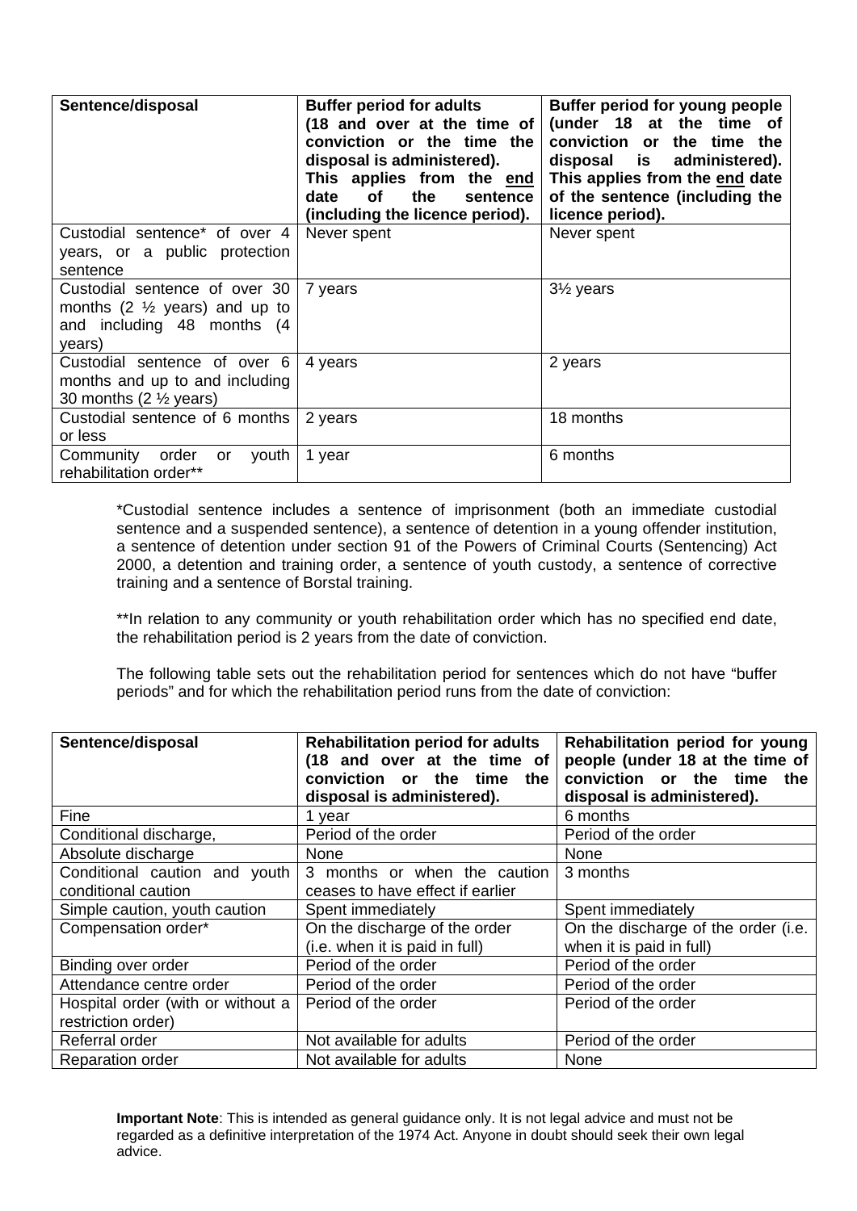| **Sentence/disposal** | **Buffer period for adults (18 and over at the time of conviction or the time the disposal is administered). This applies from the end date of the sentence (including the licence period).** | **Buffer period for young people (under 18 at the time of conviction or the time the disposal is administered). This applies from the end date of the sentence (including the licence period).** |
|---|---|---|
| Custodial sentence* of over 4 years, or a public protection sentence | Never spent | Never spent |
| Custodial sentence of over 30 months (2 ½ years) and up to and including 48 months (4 years) | 7 years | 3½ years |
| Custodial sentence of over 6 months and up to and including 30 months (2 ½ years) | 4 years | 2 years |
| Custodial sentence of 6 months or less | 2 years | 18 months |
| Community order or youth rehabilitation order** | 1 year | 6 months |

*Custodial sentence includes a sentence of imprisonment (both an immediate custodial sentence and a suspended sentence), a sentence of detention in a young offender institution, a sentence of detention under section 91 of the Powers of Criminal Courts (Sentencing) Act 2000, a detention and training order, a sentence of youth custody, a sentence of corrective training and a sentence of Borstal training.

**In relation to any community or youth rehabilitation order which has no specified end date, the rehabilitation period is 2 years from the date of conviction.

The following table sets out the rehabilitation period for sentences which do not have "buffer periods" and for which the rehabilitation period runs from the date of conviction:

| **Sentence/disposal** | **Rehabilitation period for adults (18 and over at the time of conviction or the time the disposal is administered).** | **Rehabilitation period for young people (under 18 at the time of conviction or the time the disposal is administered).** |
|---|---|---|
| Fine | 1 year | 6 months |
| Conditional discharge, | Period of the order | Period of the order |
| Absolute discharge | None | None |
| Conditional caution and youth conditional caution | 3 months or when the caution ceases to have effect if earlier | 3 months |
| Simple caution, youth caution | Spent immediately | Spent immediately |
| Compensation order* | On the discharge of the order (i.e. when it is paid in full) | On the discharge of the order (i.e. when it is paid in full) |
| Binding over order | Period of the order | Period of the order |
| Attendance centre order | Period of the order | Period of the order |
| Hospital order (with or without a restriction order) | Period of the order | Period of the order |
| Referral order | Not available for adults | Period of the order |
| Reparation order | Not available for adults | None |

**Important Note**: This is intended as general guidance only. It is not legal advice and must not be regarded as a definitive interpretation of the 1974 Act. Anyone in doubt should seek their own legal advice.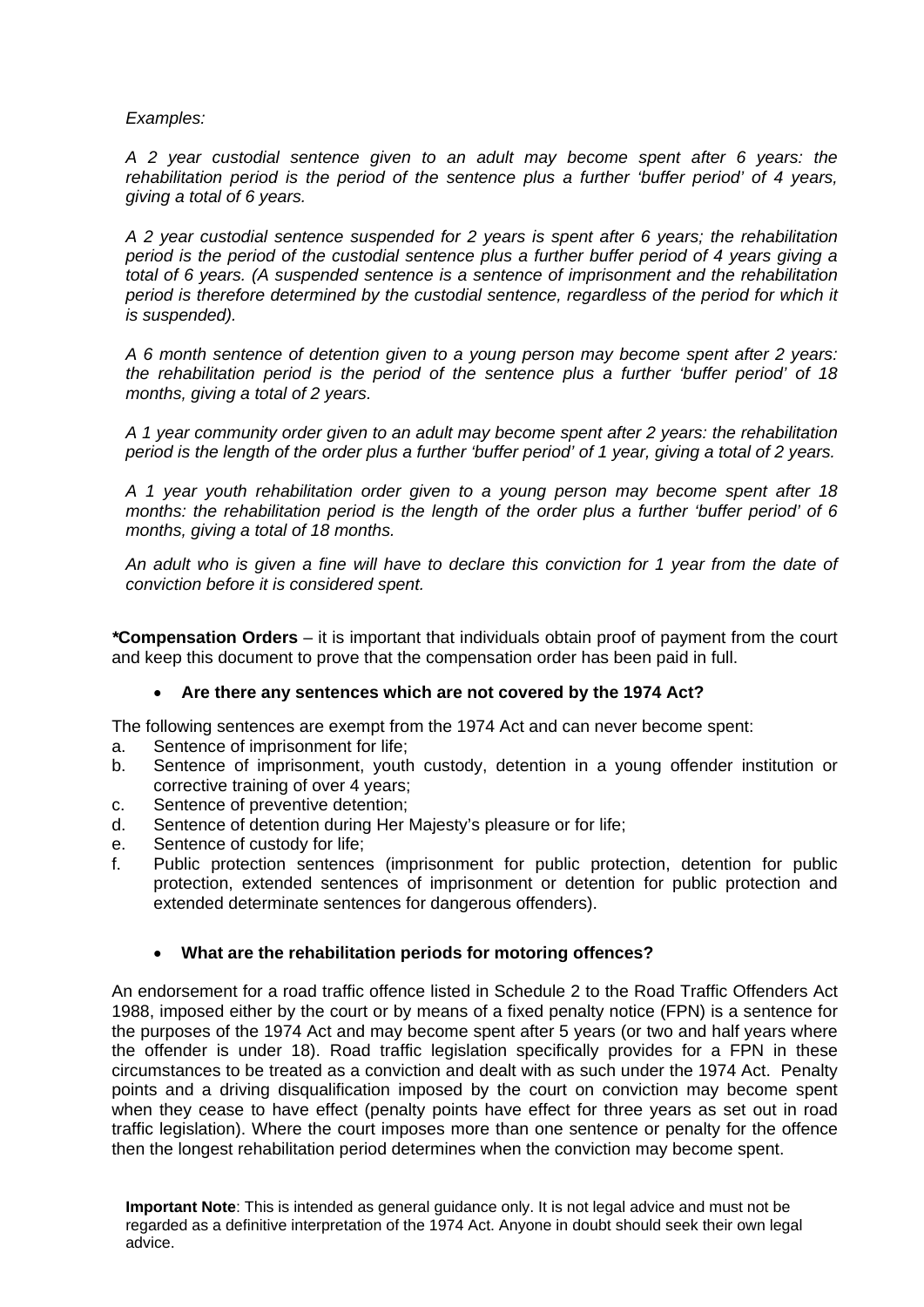*Examples:*

*A 2 year custodial sentence given to an adult may become spent after 6 years: the rehabilitation period is the period of the sentence plus a further 'buffer period' of 4 years, giving a total of 6 years.*

*A 2 year custodial sentence suspended for 2 years is spent after 6 years; the rehabilitation period is the period of the custodial sentence plus a further buffer period of 4 years giving a total of 6 years. (A suspended sentence is a sentence of imprisonment and the rehabilitation period is therefore determined by the custodial sentence, regardless of the period for which it is suspended).*

*A 6 month sentence of detention given to a young person may become spent after 2 years: the rehabilitation period is the period of the sentence plus a further 'buffer period' of 18 months, giving a total of 2 years.*

*A 1 year community order given to an adult may become spent after 2 years: the rehabilitation period is the length of the order plus a further 'buffer period' of 1 year, giving a total of 2 years.*

*A 1 year youth rehabilitation order given to a young person may become spent after 18 months: the rehabilitation period is the length of the order plus a further 'buffer period' of 6 months, giving a total of 18 months.*

*An adult who is given a fine will have to declare this conviction for 1 year from the date of conviction before it is considered spent.*

***\*Compensation Orders*** – it is important that individuals obtain proof of payment from the court and keep this document to prove that the compensation order has been paid in full.

- **Are there any sentences which are not covered by the 1974 Act?**

The following sentences are exempt from the 1974 Act and can never become spent:

a. Sentence of imprisonment for life;
b. Sentence of imprisonment, youth custody, detention in a young offender institution or corrective training of over 4 years;
c. Sentence of preventive detention;
d. Sentence of detention during Her Majesty's pleasure or for life;
e. Sentence of custody for life;
f. Public protection sentences (imprisonment for public protection, detention for public protection, extended sentences of imprisonment or detention for public protection and extended determinate sentences for dangerous offenders).

- **What are the rehabilitation periods for motoring offences?**

An endorsement for a road traffic offence listed in Schedule 2 to the Road Traffic Offenders Act 1988, imposed either by the court or by means of a fixed penalty notice (FPN) is a sentence for the purposes of the 1974 Act and may become spent after 5 years (or two and half years where the offender is under 18). Road traffic legislation specifically provides for a FPN in these circumstances to be treated as a conviction and dealt with as such under the 1974 Act. Penalty points and a driving disqualification imposed by the court on conviction may become spent when they cease to have effect (penalty points have effect for three years as set out in road traffic legislation). Where the court imposes more than one sentence or penalty for the offence then the longest rehabilitation period determines when the conviction may become spent.

**Important Note**: This is intended as general guidance only. It is not legal advice and must not be regarded as a definitive interpretation of the 1974 Act. Anyone in doubt should seek their own legal advice.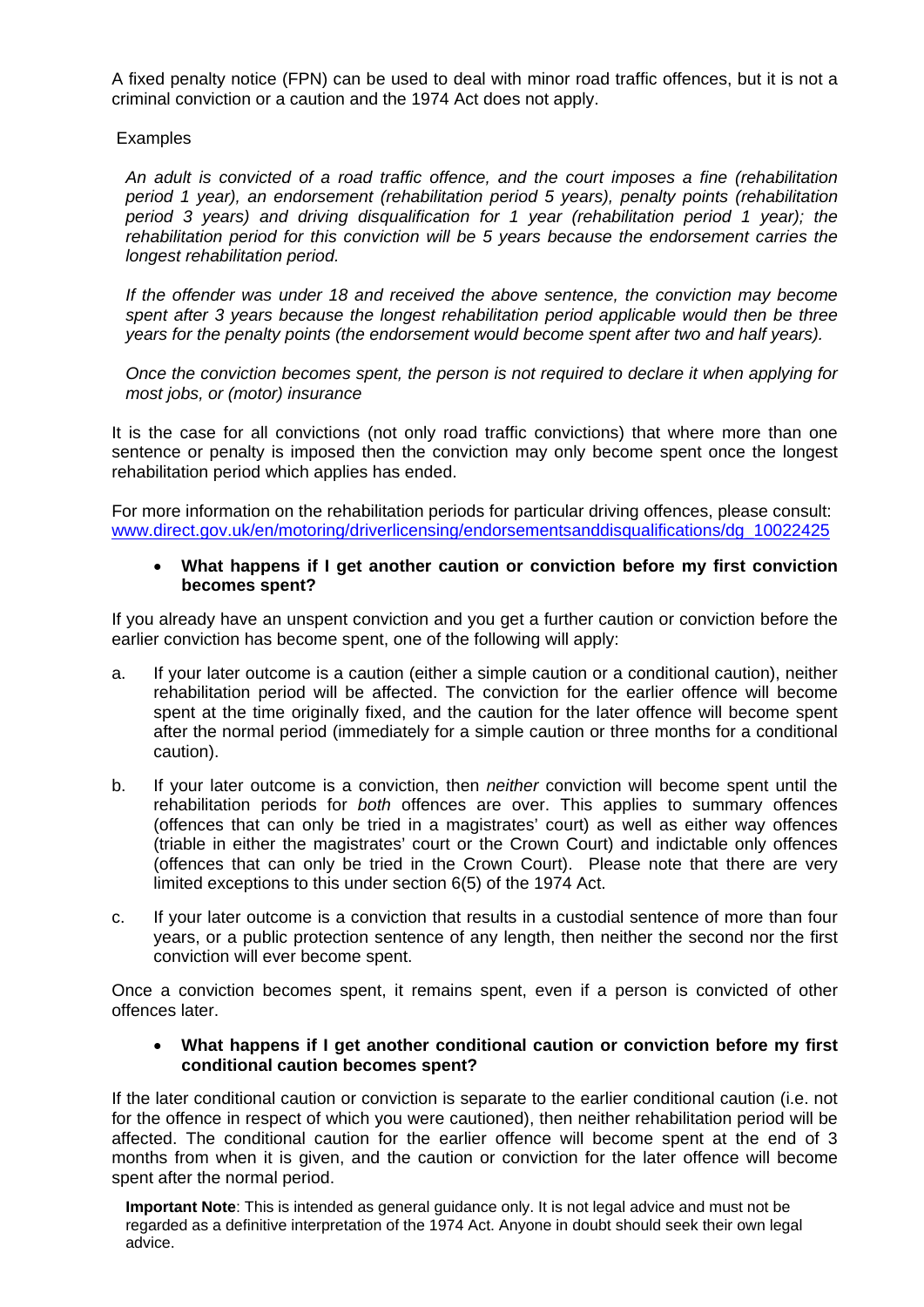A fixed penalty notice (FPN) can be used to deal with minor road traffic offences, but it is not a criminal conviction or a caution and the 1974 Act does not apply.

Examples

*An adult is convicted of a road traffic offence, and the court imposes a fine (rehabilitation period 1 year), an endorsement (rehabilitation period 5 years), penalty points (rehabilitation period 3 years) and driving disqualification for 1 year (rehabilitation period 1 year); the rehabilitation period for this conviction will be 5 years because the endorsement carries the longest rehabilitation period.*

*If the offender was under 18 and received the above sentence, the conviction may become spent after 3 years because the longest rehabilitation period applicable would then be three years for the penalty points (the endorsement would become spent after two and half years).*

*Once the conviction becomes spent, the person is not required to declare it when applying for most jobs, or (motor) insurance*

It is the case for all convictions (not only road traffic convictions) that where more than one sentence or penalty is imposed then the conviction may only become spent once the longest rehabilitation period which applies has ended.

For more information on the rehabilitation periods for particular driving offences, please consult: [www.direct.gov.uk/en/motoring/driverlicensing/endorsementsanddisqualifications/dg_10022425](www.direct.gov.uk/en/motoring/driverlicensing/endorsementsanddisqualifications/dg_10022425)

- **What happens if I get another caution or conviction before my first conviction becomes spent?**

If you already have an unspent conviction and you get a further caution or conviction before the earlier conviction has become spent, one of the following will apply:

a. If your later outcome is a caution (either a simple caution or a conditional caution), neither rehabilitation period will be affected. The conviction for the earlier offence will become spent at the time originally fixed, and the caution for the later offence will become spent after the normal period (immediately for a simple caution or three months for a conditional caution).

b. If your later outcome is a conviction, then *neither* conviction will become spent until the rehabilitation periods for *both* offences are over. This applies to summary offences (offences that can only be tried in a magistrates' court) as well as either way offences (triable in either the magistrates' court or the Crown Court) and indictable only offences (offences that can only be tried in the Crown Court). Please note that there are very limited exceptions to this under section 6(5) of the 1974 Act.

c. If your later outcome is a conviction that results in a custodial sentence of more than four years, or a public protection sentence of any length, then neither the second nor the first conviction will ever become spent.

Once a conviction becomes spent, it remains spent, even if a person is convicted of other offences later.

- **What happens if I get another conditional caution or conviction before my first conditional caution becomes spent?**

If the later conditional caution or conviction is separate to the earlier conditional caution (i.e. not for the offence in respect of which you were cautioned), then neither rehabilitation period will be affected. The conditional caution for the earlier offence will become spent at the end of 3 months from when it is given, and the caution or conviction for the later offence will become spent after the normal period.

**Important Note**: This is intended as general guidance only. It is not legal advice and must not be regarded as a definitive interpretation of the 1974 Act. Anyone in doubt should seek their own legal advice.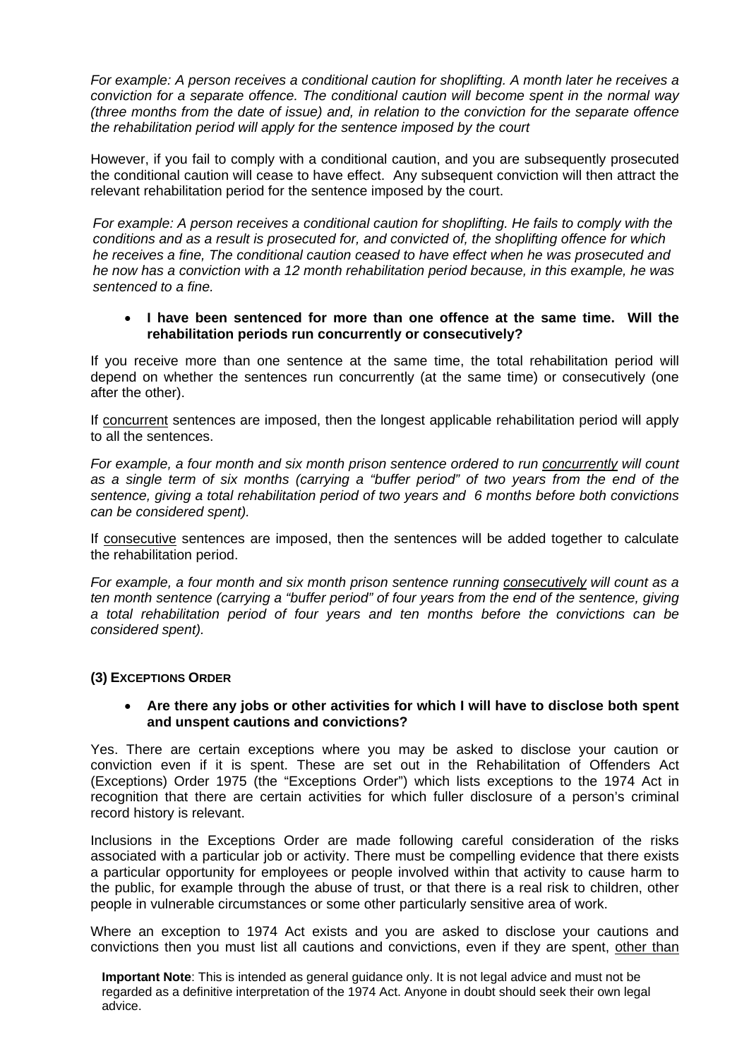*For example: A person receives a conditional caution for shoplifting. A month later he receives a conviction for a separate offence. The conditional caution will become spent in the normal way (three months from the date of issue) and, in relation to the conviction for the separate offence the rehabilitation period will apply for the sentence imposed by the court*

However, if you fail to comply with a conditional caution, and you are subsequently prosecuted the conditional caution will cease to have effect. Any subsequent conviction will then attract the relevant rehabilitation period for the sentence imposed by the court.

*For example: A person receives a conditional caution for shoplifting. He fails to comply with the conditions and as a result is prosecuted for, and convicted of, the shoplifting offence for which he receives a fine, The conditional caution ceased to have effect when he was prosecuted and he now has a conviction with a 12 month rehabilitation period because, in this example, he was sentenced to a fine.*

- **I have been sentenced for more than one offence at the same time. Will the rehabilitation periods run concurrently or consecutively?**

If you receive more than one sentence at the same time, the total rehabilitation period will depend on whether the sentences run concurrently (at the same time) or consecutively (one after the other).

If <u>concurrent</u> sentences are imposed, then the longest applicable rehabilitation period will apply to all the sentences.

*For example, a four month and six month prison sentence ordered to run <u>concurrently</u> will count as a single term of six months (carrying a "buffer period" of two years from the end of the sentence, giving a total rehabilitation period of two years and 6 months before both convictions can be considered spent).*

If <u>consecutive</u> sentences are imposed, then the sentences will be added together to calculate the rehabilitation period.

*For example, a four month and six month prison sentence running <u>consecutively</u> will count as a ten month sentence (carrying a "buffer period" of four years from the end of the sentence, giving a total rehabilitation period of four years and ten months before the convictions can be considered spent).*

### (3) EXCEPTIONS ORDER

- **Are there any jobs or other activities for which I will have to disclose both spent and unspent cautions and convictions?**

Yes. There are certain exceptions where you may be asked to disclose your caution or conviction even if it is spent. These are set out in the Rehabilitation of Offenders Act (Exceptions) Order 1975 (the "Exceptions Order") which lists exceptions to the 1974 Act in recognition that there are certain activities for which fuller disclosure of a person's criminal record history is relevant.

Inclusions in the Exceptions Order are made following careful consideration of the risks associated with a particular job or activity. There must be compelling evidence that there exists a particular opportunity for employees or people involved within that activity to cause harm to the public, for example through the abuse of trust, or that there is a real risk to children, other people in vulnerable circumstances or some other particularly sensitive area of work.

Where an exception to 1974 Act exists and you are asked to disclose your cautions and convictions then you must list all cautions and convictions, even if they are spent, <u>other than</u>

**Important Note**: This is intended as general guidance only. It is not legal advice and must not be regarded as a definitive interpretation of the 1974 Act. Anyone in doubt should seek their own legal advice.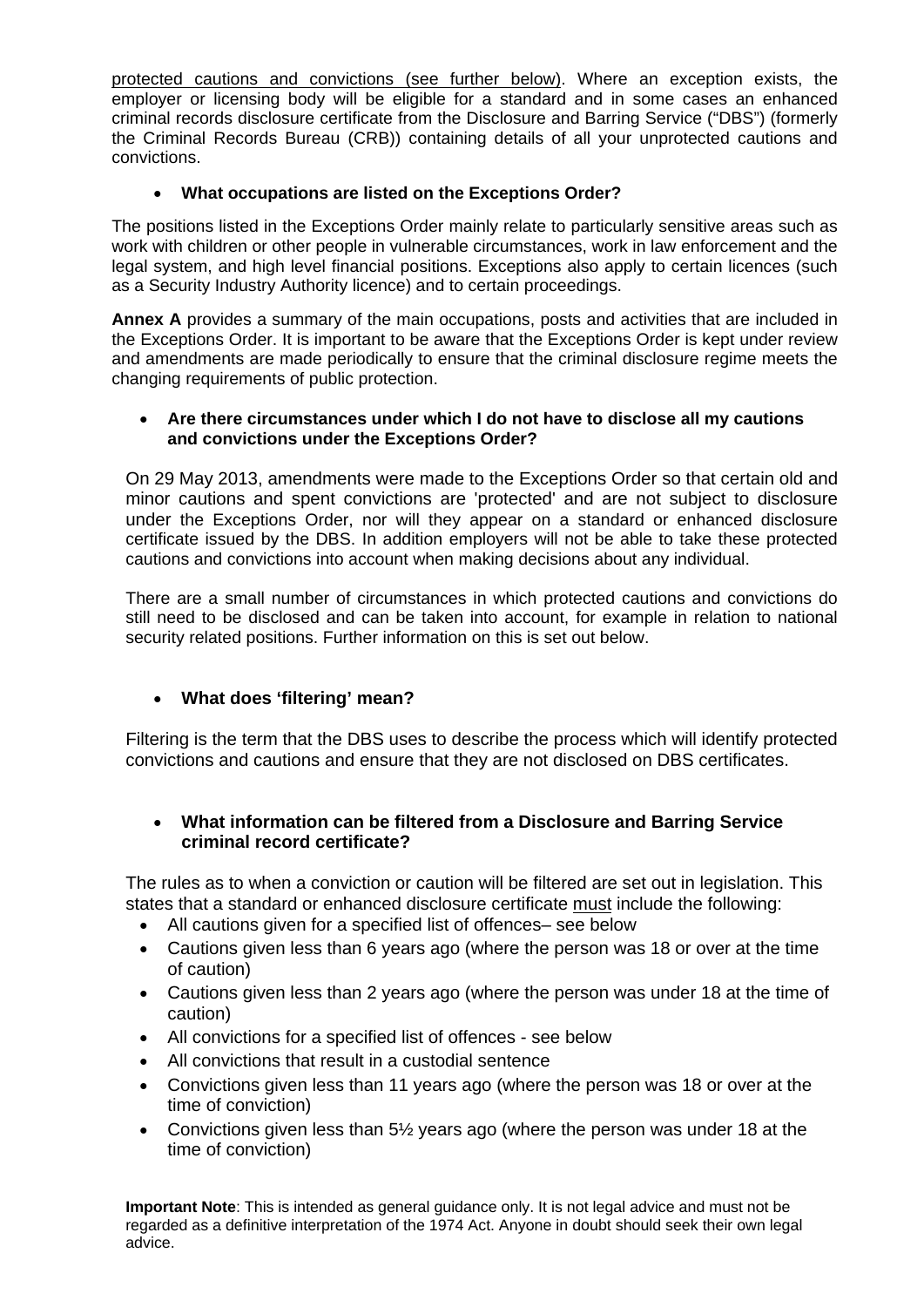protected cautions and convictions (see further below). Where an exception exists, the employer or licensing body will be eligible for a standard and in some cases an enhanced criminal records disclosure certificate from the Disclosure and Barring Service ("DBS") (formerly the Criminal Records Bureau (CRB)) containing details of all your unprotected cautions and convictions.

- **What occupations are listed on the Exceptions Order?**

The positions listed in the Exceptions Order mainly relate to particularly sensitive areas such as work with children or other people in vulnerable circumstances, work in law enforcement and the legal system, and high level financial positions. Exceptions also apply to certain licences (such as a Security Industry Authority licence) and to certain proceedings.

**Annex A** provides a summary of the main occupations, posts and activities that are included in the Exceptions Order. It is important to be aware that the Exceptions Order is kept under review and amendments are made periodically to ensure that the criminal disclosure regime meets the changing requirements of public protection.

- **Are there circumstances under which I do not have to disclose all my cautions and convictions under the Exceptions Order?**

On 29 May 2013, amendments were made to the Exceptions Order so that certain old and minor cautions and spent convictions are 'protected' and are not subject to disclosure under the Exceptions Order, nor will they appear on a standard or enhanced disclosure certificate issued by the DBS. In addition employers will not be able to take these protected cautions and convictions into account when making decisions about any individual.

There are a small number of circumstances in which protected cautions and convictions do still need to be disclosed and can be taken into account, for example in relation to national security related positions. Further information on this is set out below.

- **What does 'filtering' mean?**

Filtering is the term that the DBS uses to describe the process which will identify protected convictions and cautions and ensure that they are not disclosed on DBS certificates.

- **What information can be filtered from a Disclosure and Barring Service criminal record certificate?**

The rules as to when a conviction or caution will be filtered are set out in legislation. This states that a standard or enhanced disclosure certificate must include the following:

- All cautions given for a specified list of offences– see below
- Cautions given less than 6 years ago (where the person was 18 or over at the time of caution)
- Cautions given less than 2 years ago (where the person was under 18 at the time of caution)
- All convictions for a specified list of offences - see below
- All convictions that result in a custodial sentence
- Convictions given less than 11 years ago (where the person was 18 or over at the time of conviction)
- Convictions given less than 5½ years ago (where the person was under 18 at the time of conviction)

**Important Note**: This is intended as general guidance only. It is not legal advice and must not be regarded as a definitive interpretation of the 1974 Act. Anyone in doubt should seek their own legal advice.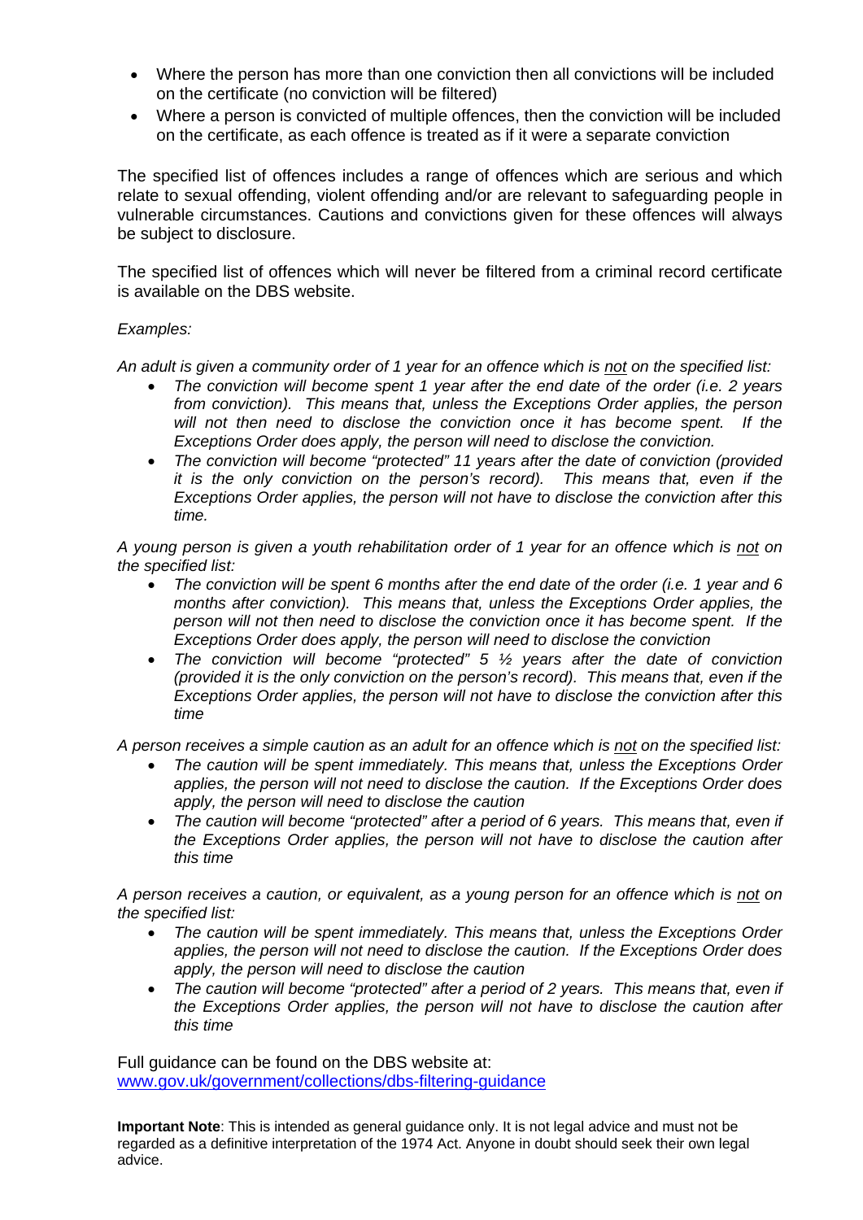- Where the person has more than one conviction then all convictions will be included on the certificate (no conviction will be filtered)
- Where a person is convicted of multiple offences, then the conviction will be included on the certificate, as each offence is treated as if it were a separate conviction

The specified list of offences includes a range of offences which are serious and which relate to sexual offending, violent offending and/or are relevant to safeguarding people in vulnerable circumstances. Cautions and convictions given for these offences will always be subject to disclosure.

The specified list of offences which will never be filtered from a criminal record certificate is available on the DBS website.

*Examples:*

*An adult is given a community order of 1 year for an offence which is <u>not</u> on the specified list:*

- *The conviction will become spent 1 year after the end date of the order (i.e. 2 years from conviction). This means that, unless the Exceptions Order applies, the person will not then need to disclose the conviction once it has become spent. If the Exceptions Order does apply, the person will need to disclose the conviction.*
- *The conviction will become "protected" 11 years after the date of conviction (provided it is the only conviction on the person's record). This means that, even if the Exceptions Order applies, the person will not have to disclose the conviction after this time.*

*A young person is given a youth rehabilitation order of 1 year for an offence which is <u>not</u> on the specified list:*

- *The conviction will be spent 6 months after the end date of the order (i.e. 1 year and 6 months after conviction). This means that, unless the Exceptions Order applies, the person will not then need to disclose the conviction once it has become spent. If the Exceptions Order does apply, the person will need to disclose the conviction*
- *The conviction will become "protected" 5 ½ years after the date of conviction (provided it is the only conviction on the person's record). This means that, even if the Exceptions Order applies, the person will not have to disclose the conviction after this time*

*A person receives a simple caution as an adult for an offence which is <u>not</u> on the specified list:*

- *The caution will be spent immediately. This means that, unless the Exceptions Order applies, the person will not need to disclose the caution. If the Exceptions Order does apply, the person will need to disclose the caution*
- *The caution will become "protected" after a period of 6 years. This means that, even if the Exceptions Order applies, the person will not have to disclose the caution after this time*

*A person receives a caution, or equivalent, as a young person for an offence which is <u>not</u> on the specified list:*

- *The caution will be spent immediately. This means that, unless the Exceptions Order applies, the person will not need to disclose the caution. If the Exceptions Order does apply, the person will need to disclose the caution*
- *The caution will become "protected" after a period of 2 years. This means that, even if the Exceptions Order applies, the person will not have to disclose the caution after this time*

Full guidance can be found on the DBS website at:
[www.gov.uk/government/collections/dbs-filtering-guidance](http://www.gov.uk/government/collections/dbs-filtering-guidance)

**Important Note**: This is intended as general guidance only. It is not legal advice and must not be regarded as a definitive interpretation of the 1974 Act. Anyone in doubt should seek their own legal advice.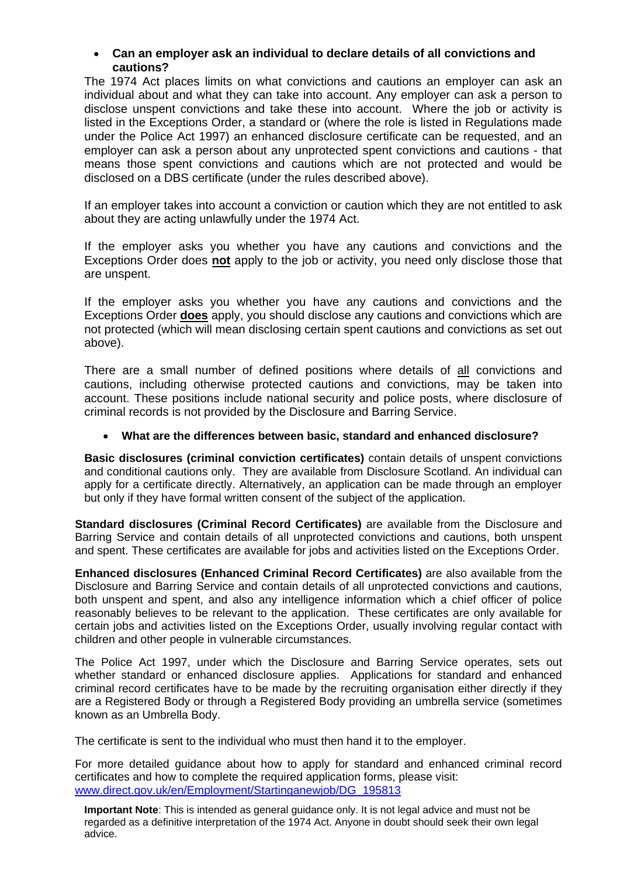- **Can an employer ask an individual to declare details of all convictions and cautions?**

The 1974 Act places limits on what convictions and cautions an employer can ask an individual about and what they can take into account. Any employer can ask a person to disclose unspent convictions and take these into account. Where the job or activity is listed in the Exceptions Order, a standard or (where the role is listed in Regulations made under the Police Act 1997) an enhanced disclosure certificate can be requested, and an employer can ask a person about any unprotected spent convictions and cautions - that means those spent convictions and cautions which are not protected and would be disclosed on a DBS certificate (under the rules described above).

If an employer takes into account a conviction or caution which they are not entitled to ask about they are acting unlawfully under the 1974 Act.

If the employer asks you whether you have any cautions and convictions and the Exceptions Order does **not** apply to the job or activity, you need only disclose those that are unspent.

If the employer asks you whether you have any cautions and convictions and the Exceptions Order **does** apply, you should disclose any cautions and convictions which are not protected (which will mean disclosing certain spent cautions and convictions as set out above).

There are a small number of defined positions where details of all convictions and cautions, including otherwise protected cautions and convictions, may be taken into account. These positions include national security and police posts, where disclosure of criminal records is not provided by the Disclosure and Barring Service.

- **What are the differences between basic, standard and enhanced disclosure?**

**Basic disclosures (criminal conviction certificates)** contain details of unspent convictions and conditional cautions only. They are available from Disclosure Scotland. An individual can apply for a certificate directly. Alternatively, an application can be made through an employer but only if they have formal written consent of the subject of the application.

**Standard disclosures (Criminal Record Certificates)** are available from the Disclosure and Barring Service and contain details of all unprotected convictions and cautions, both unspent and spent. These certificates are available for jobs and activities listed on the Exceptions Order.

**Enhanced disclosures (Enhanced Criminal Record Certificates)** are also available from the Disclosure and Barring Service and contain details of all unprotected convictions and cautions, both unspent and spent, and also any intelligence information which a chief officer of police reasonably believes to be relevant to the application. These certificates are only available for certain jobs and activities listed on the Exceptions Order, usually involving regular contact with children and other people in vulnerable circumstances.

The Police Act 1997, under which the Disclosure and Barring Service operates, sets out whether standard or enhanced disclosure applies. Applications for standard and enhanced criminal record certificates have to be made by the recruiting organisation either directly if they are a Registered Body or through a Registered Body providing an umbrella service (sometimes known as an Umbrella Body.

The certificate is sent to the individual who must then hand it to the employer.

For more detailed guidance about how to apply for standard and enhanced criminal record certificates and how to complete the required application forms, please visit: [www.direct.gov.uk/en/Employment/Startinganewjob/DG_195813](www.direct.gov.uk/en/Employment/Startinganewjob/DG_195813)

**Important Note**: This is intended as general guidance only. It is not legal advice and must not be regarded as a definitive interpretation of the 1974 Act. Anyone in doubt should seek their own legal advice.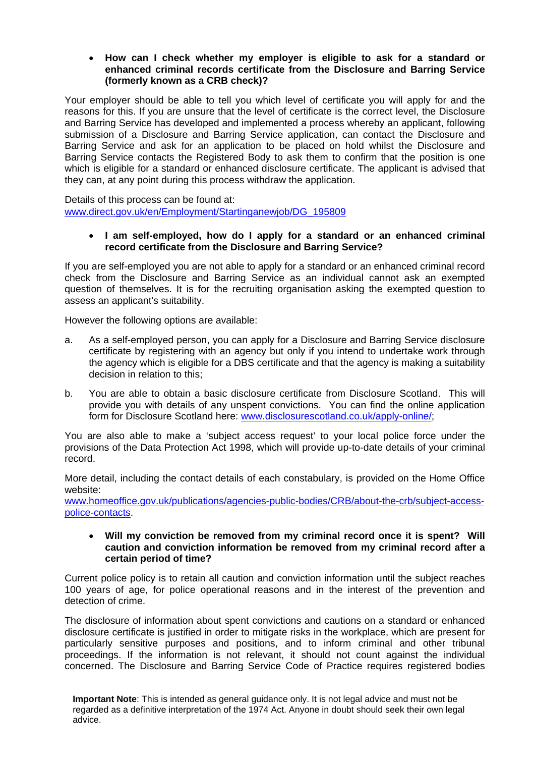- **How can I check whether my employer is eligible to ask for a standard or enhanced criminal records certificate from the Disclosure and Barring Service (formerly known as a CRB check)?**

Your employer should be able to tell you which level of certificate you will apply for and the reasons for this. If you are unsure that the level of certificate is the correct level, the Disclosure and Barring Service has developed and implemented a process whereby an applicant, following submission of a Disclosure and Barring Service application, can contact the Disclosure and Barring Service and ask for an application to be placed on hold whilst the Disclosure and Barring Service contacts the Registered Body to ask them to confirm that the position is one which is eligible for a standard or enhanced disclosure certificate. The applicant is advised that they can, at any point during this process withdraw the application.

Details of this process can be found at:
[www.direct.gov.uk/en/Employment/Startinganewjob/DG_195809](www.direct.gov.uk/en/Employment/Startinganewjob/DG_195809)

- **I am self-employed, how do I apply for a standard or an enhanced criminal record certificate from the Disclosure and Barring Service?**

If you are self-employed you are not able to apply for a standard or an enhanced criminal record check from the Disclosure and Barring Service as an individual cannot ask an exempted question of themselves. It is for the recruiting organisation asking the exempted question to assess an applicant's suitability.

However the following options are available:

a. As a self-employed person, you can apply for a Disclosure and Barring Service disclosure certificate by registering with an agency but only if you intend to undertake work through the agency which is eligible for a DBS certificate and that the agency is making a suitability decision in relation to this;

b. You are able to obtain a basic disclosure certificate from Disclosure Scotland. This will provide you with details of any unspent convictions. You can find the online application form for Disclosure Scotland here: [www.disclosurescotland.co.uk/apply-online/](www.disclosurescotland.co.uk/apply-online/);

You are also able to make a 'subject access request' to your local police force under the provisions of the Data Protection Act 1998, which will provide up-to-date details of your criminal record.

More detail, including the contact details of each constabulary, is provided on the Home Office website:
[www.homeoffice.gov.uk/publications/agencies-public-bodies/CRB/about-the-crb/subject-access-police-contacts](www.homeoffice.gov.uk/publications/agencies-public-bodies/CRB/about-the-crb/subject-access-police-contacts).

- **Will my conviction be removed from my criminal record once it is spent? Will caution and conviction information be removed from my criminal record after a certain period of time?**

Current police policy is to retain all caution and conviction information until the subject reaches 100 years of age, for police operational reasons and in the interest of the prevention and detection of crime.

The disclosure of information about spent convictions and cautions on a standard or enhanced disclosure certificate is justified in order to mitigate risks in the workplace, which are present for particularly sensitive purposes and positions, and to inform criminal and other tribunal proceedings. If the information is not relevant, it should not count against the individual concerned. The Disclosure and Barring Service Code of Practice requires registered bodies

**Important Note**: This is intended as general guidance only. It is not legal advice and must not be regarded as a definitive interpretation of the 1974 Act. Anyone in doubt should seek their own legal advice.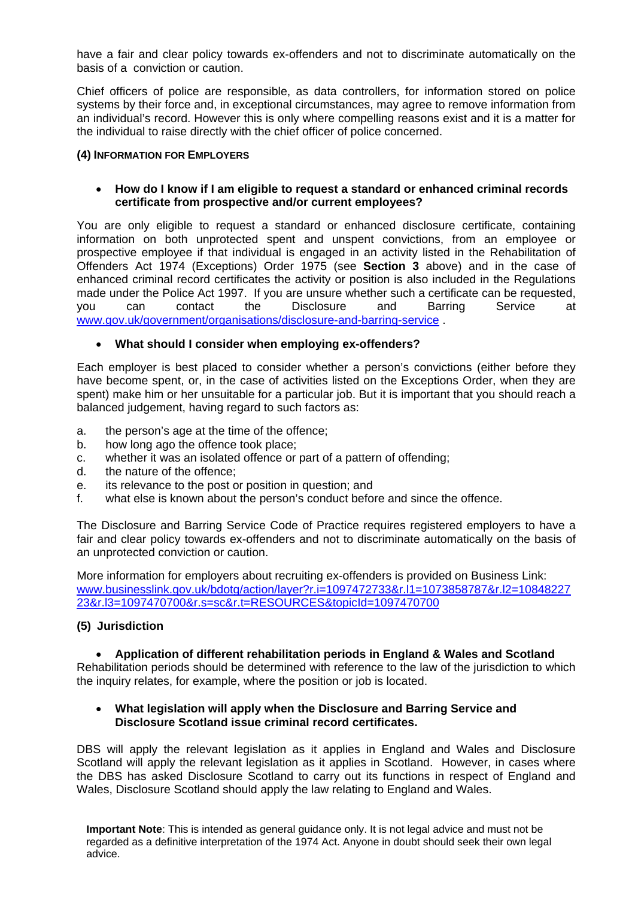have a fair and clear policy towards ex-offenders and not to discriminate automatically on the basis of a conviction or caution.

Chief officers of police are responsible, as data controllers, for information stored on police systems by their force and, in exceptional circumstances, may agree to remove information from an individual's record. However this is only where compelling reasons exist and it is a matter for the individual to raise directly with the chief officer of police concerned.

#### (4) Information for Employers

- **How do I know if I am eligible to request a standard or enhanced criminal records certificate from prospective and/or current employees?**

You are only eligible to request a standard or enhanced disclosure certificate, containing information on both unprotected spent and unspent convictions, from an employee or prospective employee if that individual is engaged in an activity listed in the Rehabilitation of Offenders Act 1974 (Exceptions) Order 1975 (see **Section 3** above) and in the case of enhanced criminal record certificates the activity or position is also included in the Regulations made under the Police Act 1997. If you are unsure whether such a certificate can be requested, you can contact the Disclosure and Barring Service at [www.gov.uk/government/organisations/disclosure-and-barring-service](www.gov.uk/government/organisations/disclosure-and-barring-service) .

- **What should I consider when employing ex-offenders?**

Each employer is best placed to consider whether a person's convictions (either before they have become spent, or, in the case of activities listed on the Exceptions Order, when they are spent) make him or her unsuitable for a particular job. But it is important that you should reach a balanced judgement, having regard to such factors as:

a. the person's age at the time of the offence;
b. how long ago the offence took place;
c. whether it was an isolated offence or part of a pattern of offending;
d. the nature of the offence;
e. its relevance to the post or position in question; and
f. what else is known about the person's conduct before and since the offence.

The Disclosure and Barring Service Code of Practice requires registered employers to have a fair and clear policy towards ex-offenders and not to discriminate automatically on the basis of an unprotected conviction or caution.

More information for employers about recruiting ex-offenders is provided on Business Link: [www.businesslink.gov.uk/bdotg/action/layer?r.i=1097472733&r.l1=1073858787&r.l2=1084822723&r.l3=1097470700&r.s=sc&r.t=RESOURCES&topicId=1097470700](www.businesslink.gov.uk/bdotg/action/layer?r.i=1097472733&r.l1=1073858787&r.l2=1084822723&r.l3=1097470700&r.s=sc&r.t=RESOURCES&topicId=1097470700)

#### (5) Jurisdiction

- **Application of different rehabilitation periods in England & Wales and Scotland**

Rehabilitation periods should be determined with reference to the law of the jurisdiction to which the inquiry relates, for example, where the position or job is located.

- **What legislation will apply when the Disclosure and Barring Service and Disclosure Scotland issue criminal record certificates.**

DBS will apply the relevant legislation as it applies in England and Wales and Disclosure Scotland will apply the relevant legislation as it applies in Scotland. However, in cases where the DBS has asked Disclosure Scotland to carry out its functions in respect of England and Wales, Disclosure Scotland should apply the law relating to England and Wales.

**Important Note**: This is intended as general guidance only. It is not legal advice and must not be regarded as a definitive interpretation of the 1974 Act. Anyone in doubt should seek their own legal advice.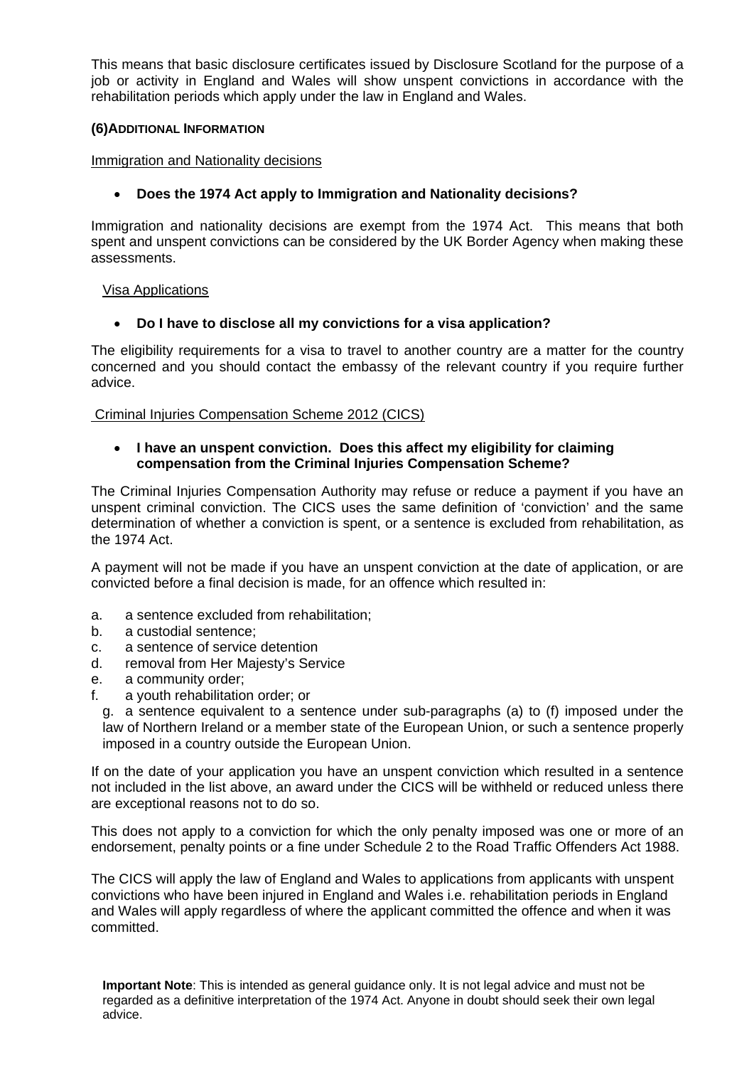This means that basic disclosure certificates issued by Disclosure Scotland for the purpose of a job or activity in England and Wales will show unspent convictions in accordance with the rehabilitation periods which apply under the law in England and Wales.

#### (6) ADDITIONAL INFORMATION

Immigration and Nationality decisions

- **Does the 1974 Act apply to Immigration and Nationality decisions?**

Immigration and nationality decisions are exempt from the 1974 Act. This means that both spent and unspent convictions can be considered by the UK Border Agency when making these assessments.

Visa Applications

- **Do I have to disclose all my convictions for a visa application?**

The eligibility requirements for a visa to travel to another country are a matter for the country concerned and you should contact the embassy of the relevant country if you require further advice.

Criminal Injuries Compensation Scheme 2012 (CICS)

- **I have an unspent conviction. Does this affect my eligibility for claiming compensation from the Criminal Injuries Compensation Scheme?**

The Criminal Injuries Compensation Authority may refuse or reduce a payment if you have an unspent criminal conviction. The CICS uses the same definition of 'conviction' and the same determination of whether a conviction is spent, or a sentence is excluded from rehabilitation, as the 1974 Act.

A payment will not be made if you have an unspent conviction at the date of application, or are convicted before a final decision is made, for an offence which resulted in:

a. a sentence excluded from rehabilitation;
b. a custodial sentence;
c. a sentence of service detention
d. removal from Her Majesty's Service
e. a community order;
f. a youth rehabilitation order; or
g. a sentence equivalent to a sentence under sub-paragraphs (a) to (f) imposed under the law of Northern Ireland or a member state of the European Union, or such a sentence properly imposed in a country outside the European Union.

If on the date of your application you have an unspent conviction which resulted in a sentence not included in the list above, an award under the CICS will be withheld or reduced unless there are exceptional reasons not to do so.

This does not apply to a conviction for which the only penalty imposed was one or more of an endorsement, penalty points or a fine under Schedule 2 to the Road Traffic Offenders Act 1988.

The CICS will apply the law of England and Wales to applications from applicants with unspent convictions who have been injured in England and Wales i.e. rehabilitation periods in England and Wales will apply regardless of where the applicant committed the offence and when it was committed.

**Important Note**: This is intended as general guidance only. It is not legal advice and must not be regarded as a definitive interpretation of the 1974 Act. Anyone in doubt should seek their own legal advice.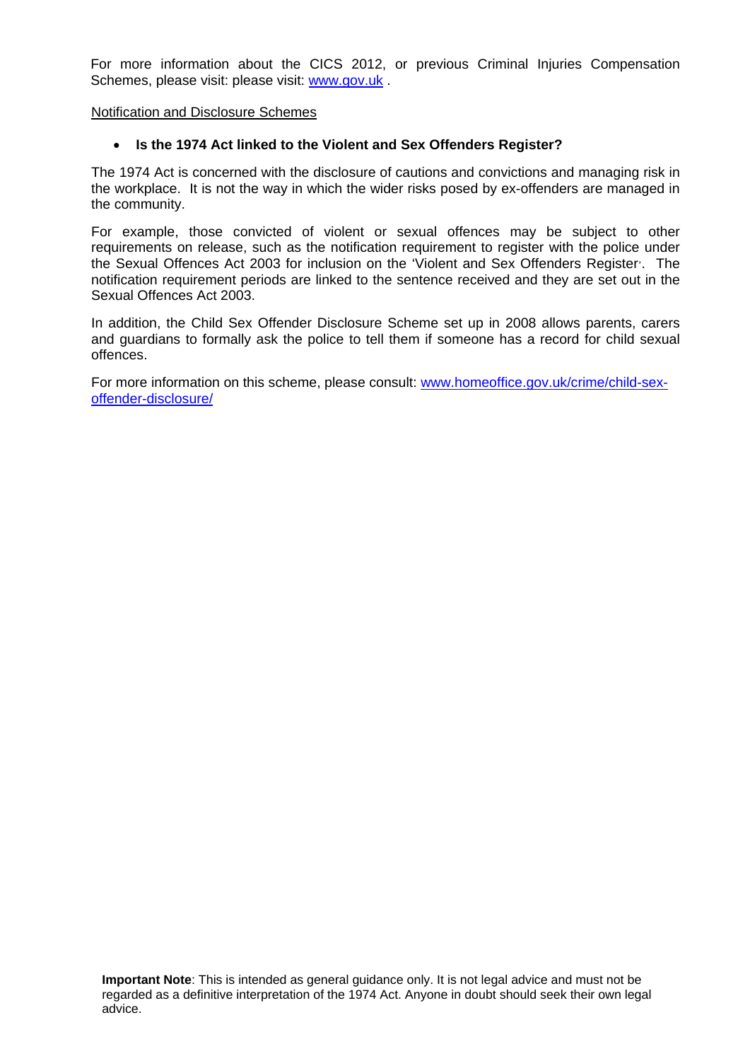For more information about the CICS 2012, or previous Criminal Injuries Compensation Schemes, please visit: please visit: [www.gov.uk](www.gov.uk) .

Notification and Disclosure Schemes

- **Is the 1974 Act linked to the Violent and Sex Offenders Register?**

The 1974 Act is concerned with the disclosure of cautions and convictions and managing risk in the workplace. It is not the way in which the wider risks posed by ex-offenders are managed in the community.

For example, those convicted of violent or sexual offences may be subject to other requirements on release, such as the notification requirement to register with the police under the Sexual Offences Act 2003 for inclusion on the 'Violent and Sex Offenders Register'. The notification requirement periods are linked to the sentence received and they are set out in the Sexual Offences Act 2003.

In addition, the Child Sex Offender Disclosure Scheme set up in 2008 allows parents, carers and guardians to formally ask the police to tell them if someone has a record for child sexual offences.

For more information on this scheme, please consult: [www.homeoffice.gov.uk/crime/child-sex-offender-disclosure/](www.homeoffice.gov.uk/crime/child-sex-offender-disclosure/)

**Important Note**: This is intended as general guidance only. It is not legal advice and must not be regarded as a definitive interpretation of the 1974 Act. Anyone in doubt should seek their own legal advice.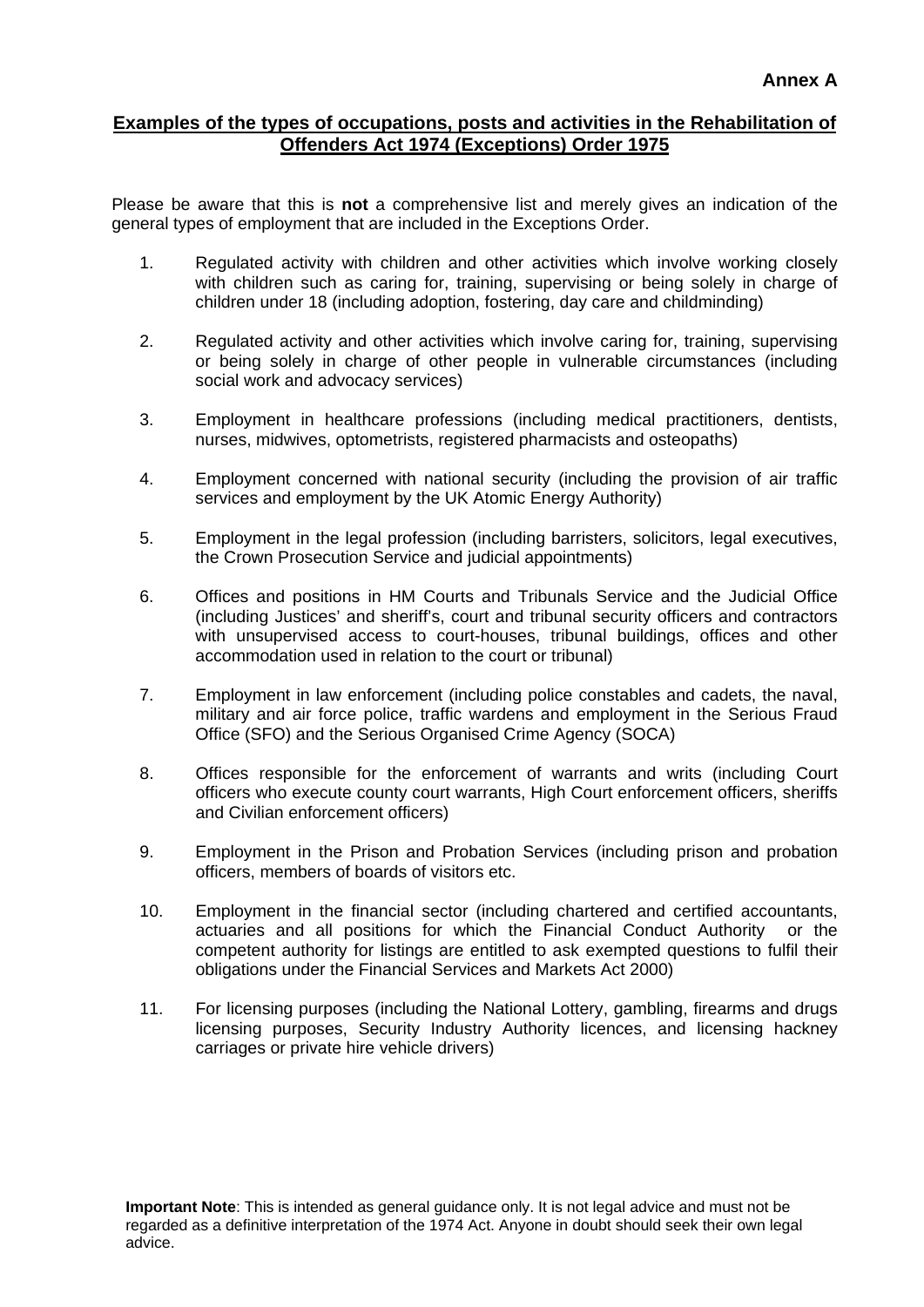**Annex A**

## Examples of the types of occupations, posts and activities in the Rehabilitation of Offenders Act 1974 (Exceptions) Order 1975

Please be aware that this is **not** a comprehensive list and merely gives an indication of the general types of employment that are included in the Exceptions Order.

1. Regulated activity with children and other activities which involve working closely with children such as caring for, training, supervising or being solely in charge of children under 18 (including adoption, fostering, day care and childminding)

2. Regulated activity and other activities which involve caring for, training, supervising or being solely in charge of other people in vulnerable circumstances (including social work and advocacy services)

3. Employment in healthcare professions (including medical practitioners, dentists, nurses, midwives, optometrists, registered pharmacists and osteopaths)

4. Employment concerned with national security (including the provision of air traffic services and employment by the UK Atomic Energy Authority)

5. Employment in the legal profession (including barristers, solicitors, legal executives, the Crown Prosecution Service and judicial appointments)

6. Offices and positions in HM Courts and Tribunals Service and the Judicial Office (including Justices' and sheriff's, court and tribunal security officers and contractors with unsupervised access to court-houses, tribunal buildings, offices and other accommodation used in relation to the court or tribunal)

7. Employment in law enforcement (including police constables and cadets, the naval, military and air force police, traffic wardens and employment in the Serious Fraud Office (SFO) and the Serious Organised Crime Agency (SOCA)

8. Offices responsible for the enforcement of warrants and writs (including Court officers who execute county court warrants, High Court enforcement officers, sheriffs and Civilian enforcement officers)

9. Employment in the Prison and Probation Services (including prison and probation officers, members of boards of visitors etc.

10. Employment in the financial sector (including chartered and certified accountants, actuaries and all positions for which the Financial Conduct Authority or the competent authority for listings are entitled to ask exempted questions to fulfil their obligations under the Financial Services and Markets Act 2000)

11. For licensing purposes (including the National Lottery, gambling, firearms and drugs licensing purposes, Security Industry Authority licences, and licensing hackney carriages or private hire vehicle drivers)

**Important Note**: This is intended as general guidance only. It is not legal advice and must not be regarded as a definitive interpretation of the 1974 Act. Anyone in doubt should seek their own legal advice.